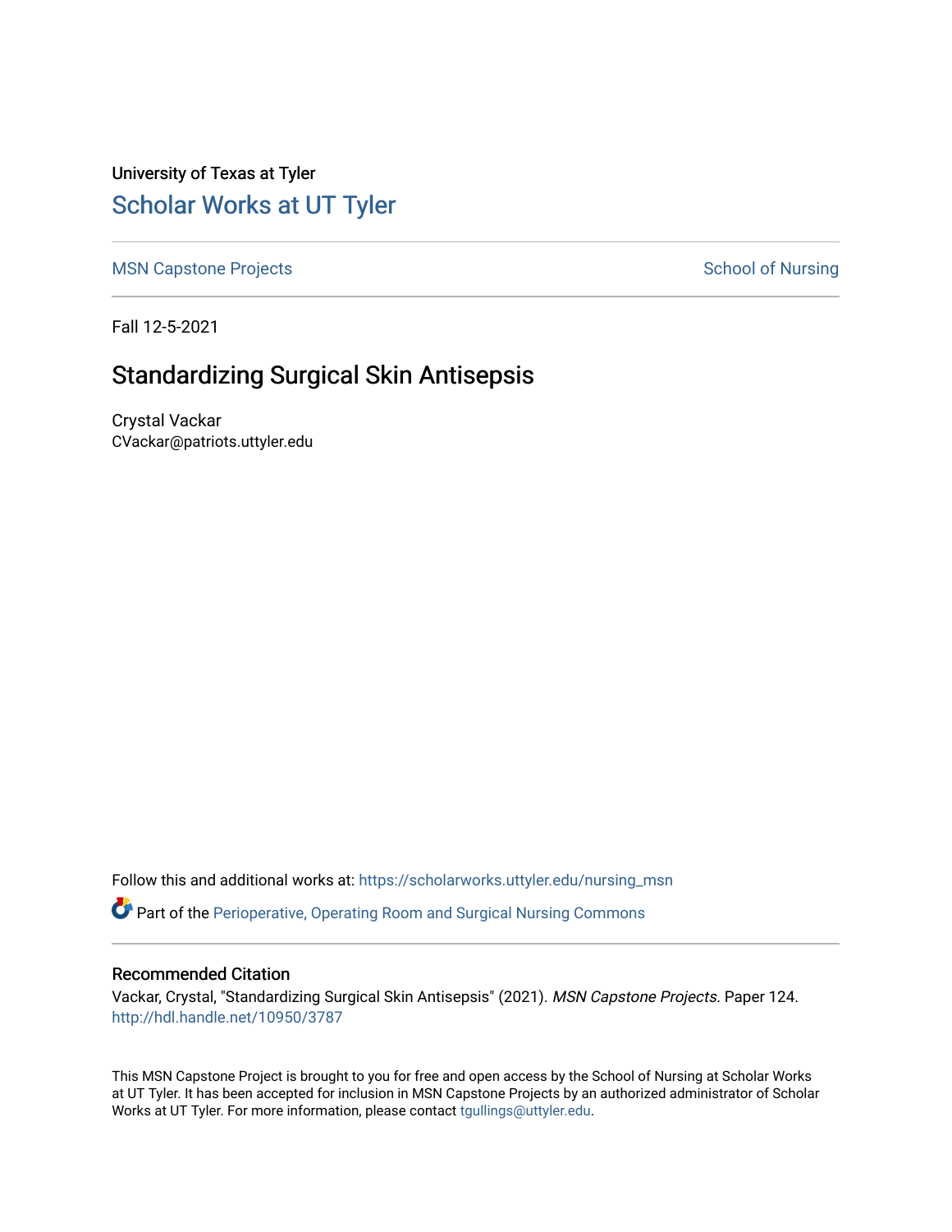University of Texas at Tyler

# Scholar Works at UT Tyler

MSN Capstone Projects | School of Nursing

Fall 12-5-2021

## Standardizing Surgical Skin Antisepsis

Crystal Vackar
CVackar@patriots.uttyler.edu

Follow this and additional works at: https://scholarworks.uttyler.edu/nursing_msn

Part of the Perioperative, Operating Room and Surgical Nursing Commons

### Recommended Citation

Vackar, Crystal, "Standardizing Surgical Skin Antisepsis" (2021). *MSN Capstone Projects.* Paper 124.
http://hdl.handle.net/10950/3787

This MSN Capstone Project is brought to you for free and open access by the School of Nursing at Scholar Works at UT Tyler. It has been accepted for inclusion in MSN Capstone Projects by an authorized administrator of Scholar Works at UT Tyler. For more information, please contact tgullings@uttyler.edu.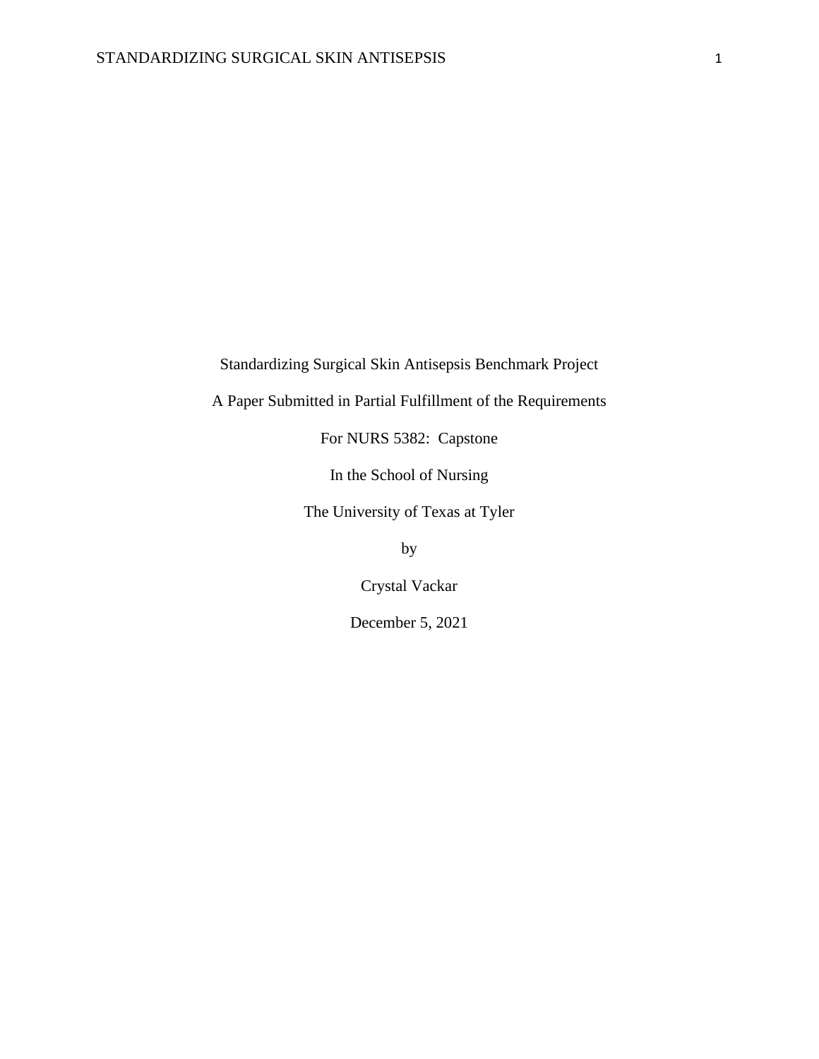Standardizing Surgical Skin Antisepsis Benchmark Project

A Paper Submitted in Partial Fulfillment of the Requirements

For NURS 5382: Capstone

In the School of Nursing

The University of Texas at Tyler

by

Crystal Vackar

December 5, 2021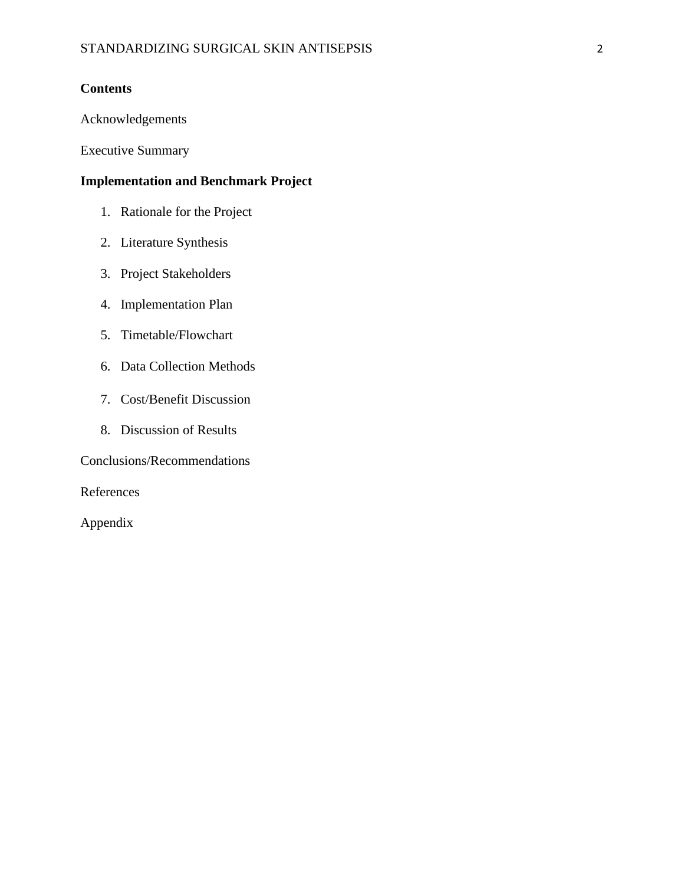**Contents**

Acknowledgements

Executive Summary

**Implementation and Benchmark Project**

1. Rationale for the Project
2. Literature Synthesis
3. Project Stakeholders
4. Implementation Plan
5. Timetable/Flowchart
6. Data Collection Methods
7. Cost/Benefit Discussion
8. Discussion of Results

Conclusions/Recommendations

References

Appendix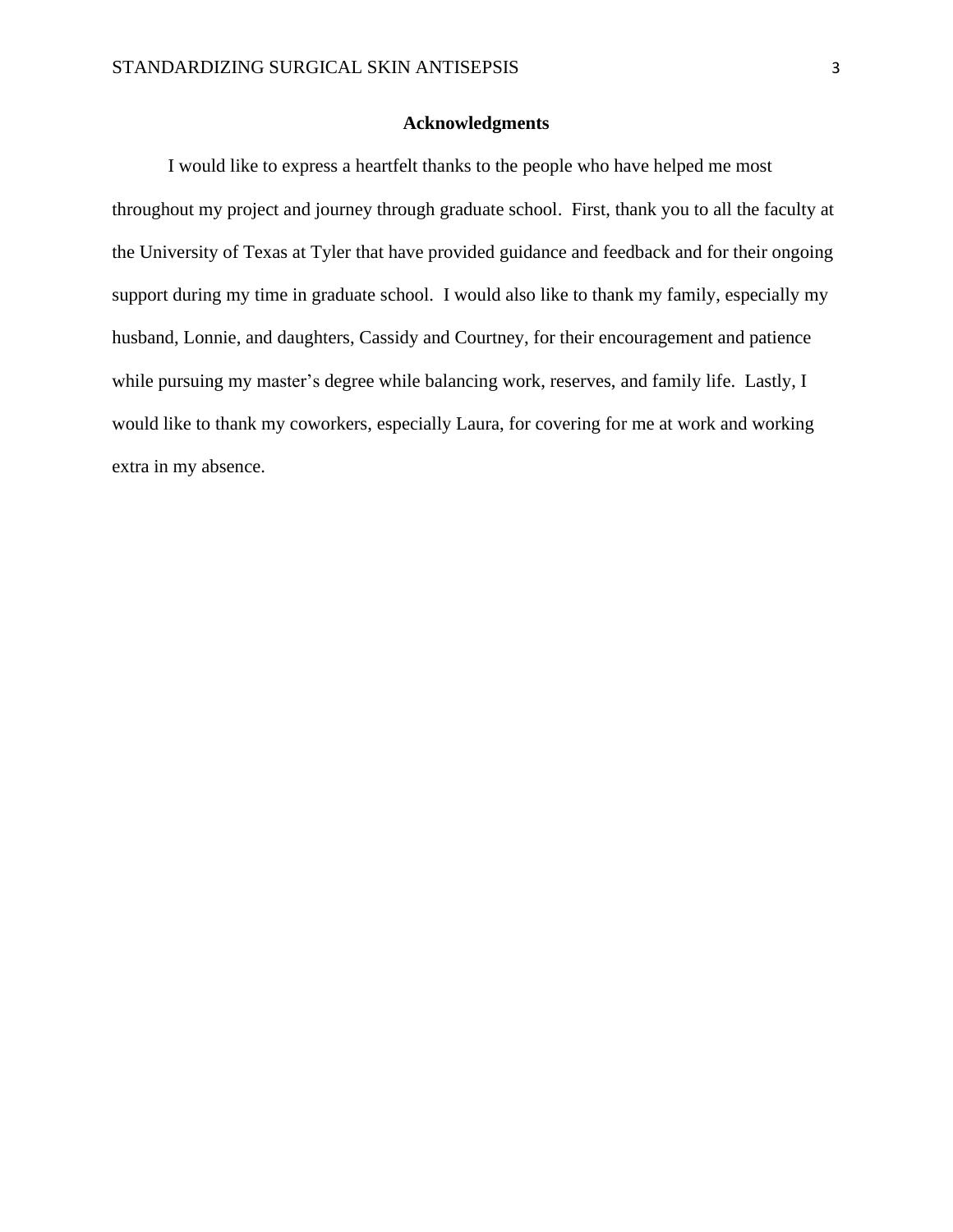## Acknowledgments

I would like to express a heartfelt thanks to the people who have helped me most throughout my project and journey through graduate school. First, thank you to all the faculty at the University of Texas at Tyler that have provided guidance and feedback and for their ongoing support during my time in graduate school. I would also like to thank my family, especially my husband, Lonnie, and daughters, Cassidy and Courtney, for their encouragement and patience while pursuing my master's degree while balancing work, reserves, and family life. Lastly, I would like to thank my coworkers, especially Laura, for covering for me at work and working extra in my absence.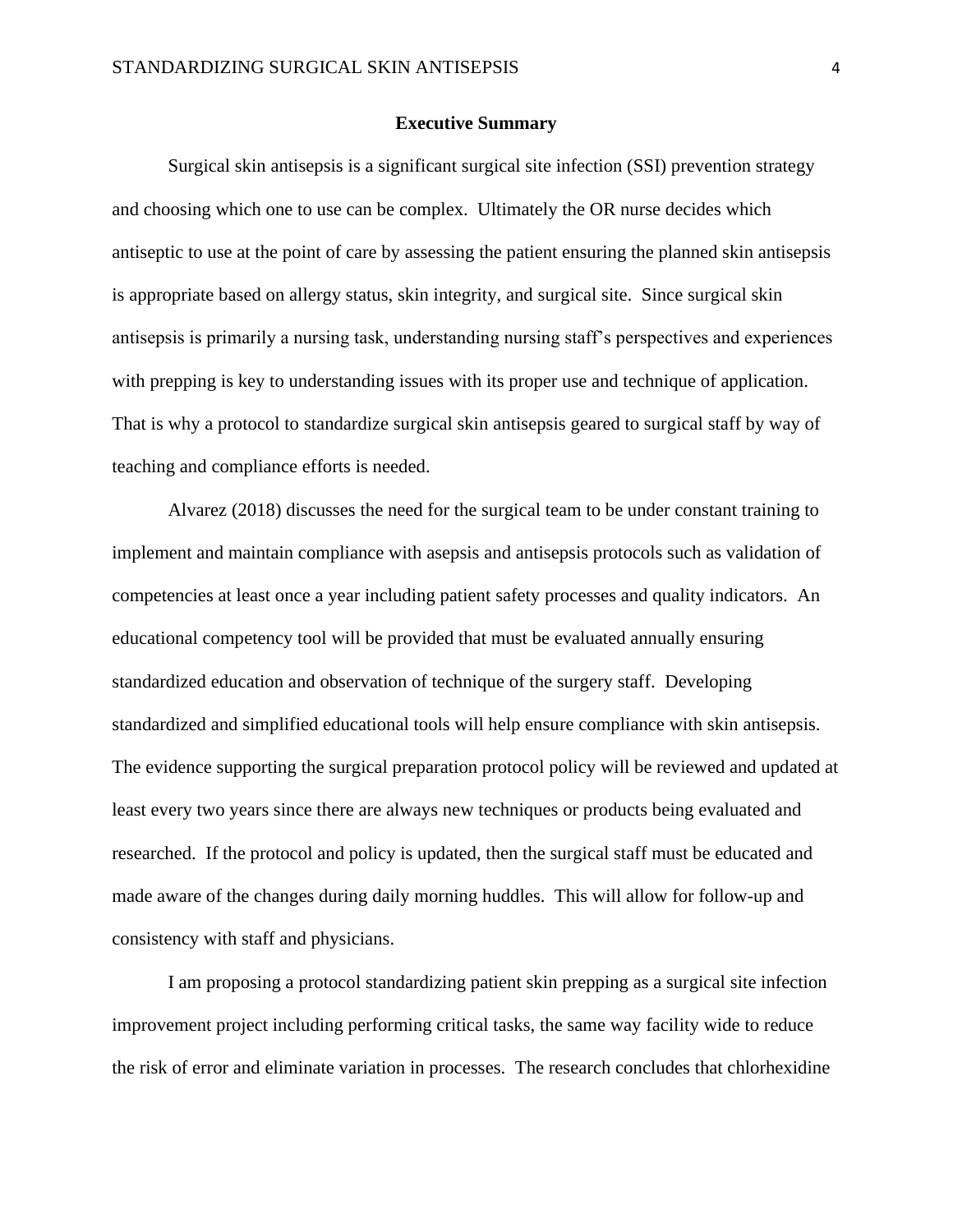## Executive Summary

Surgical skin antisepsis is a significant surgical site infection (SSI) prevention strategy and choosing which one to use can be complex. Ultimately the OR nurse decides which antiseptic to use at the point of care by assessing the patient ensuring the planned skin antisepsis is appropriate based on allergy status, skin integrity, and surgical site. Since surgical skin antisepsis is primarily a nursing task, understanding nursing staff's perspectives and experiences with prepping is key to understanding issues with its proper use and technique of application. That is why a protocol to standardize surgical skin antisepsis geared to surgical staff by way of teaching and compliance efforts is needed.

Alvarez (2018) discusses the need for the surgical team to be under constant training to implement and maintain compliance with asepsis and antisepsis protocols such as validation of competencies at least once a year including patient safety processes and quality indicators. An educational competency tool will be provided that must be evaluated annually ensuring standardized education and observation of technique of the surgery staff. Developing standardized and simplified educational tools will help ensure compliance with skin antisepsis. The evidence supporting the surgical preparation protocol policy will be reviewed and updated at least every two years since there are always new techniques or products being evaluated and researched. If the protocol and policy is updated, then the surgical staff must be educated and made aware of the changes during daily morning huddles. This will allow for follow-up and consistency with staff and physicians.

I am proposing a protocol standardizing patient skin prepping as a surgical site infection improvement project including performing critical tasks, the same way facility wide to reduce the risk of error and eliminate variation in processes. The research concludes that chlorhexidine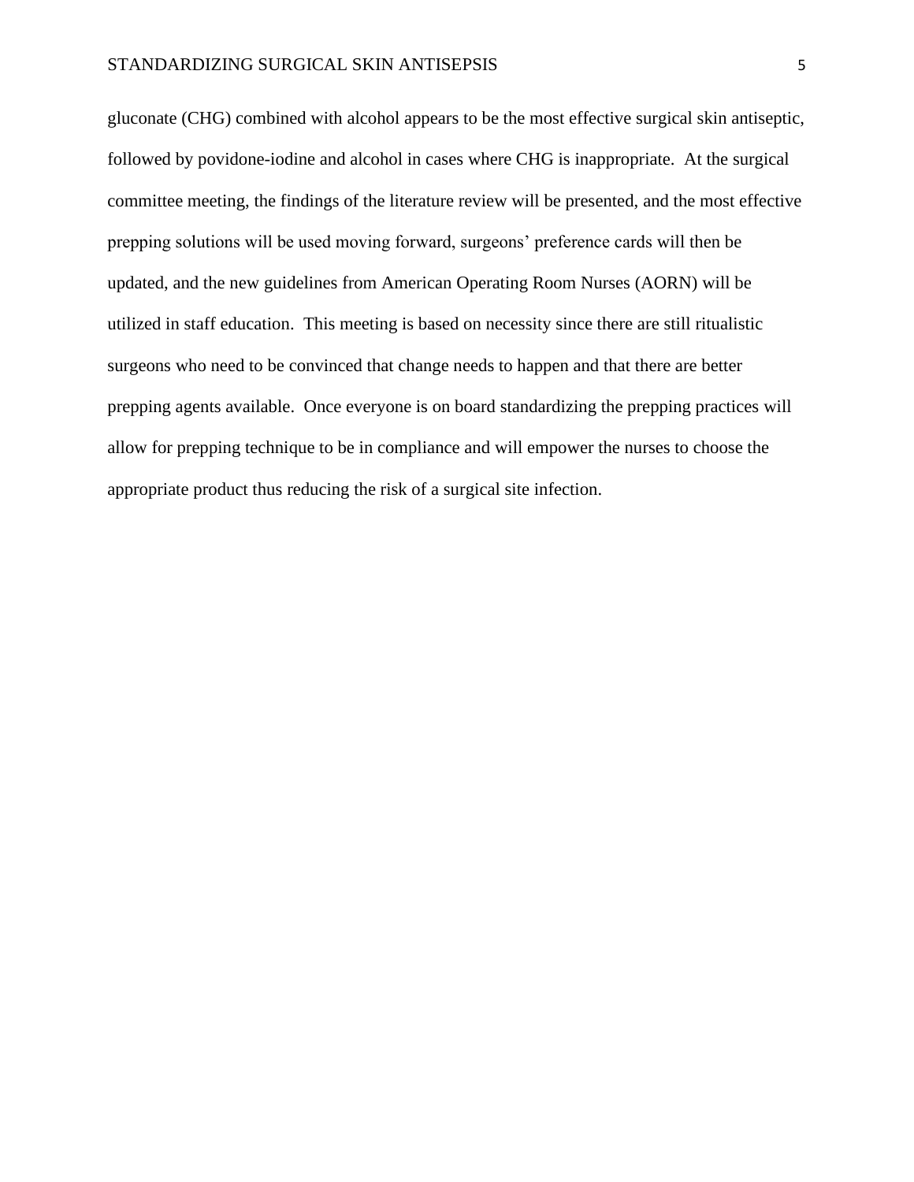gluconate (CHG) combined with alcohol appears to be the most effective surgical skin antiseptic, followed by povidone-iodine and alcohol in cases where CHG is inappropriate. At the surgical committee meeting, the findings of the literature review will be presented, and the most effective prepping solutions will be used moving forward, surgeons' preference cards will then be updated, and the new guidelines from American Operating Room Nurses (AORN) will be utilized in staff education. This meeting is based on necessity since there are still ritualistic surgeons who need to be convinced that change needs to happen and that there are better prepping agents available. Once everyone is on board standardizing the prepping practices will allow for prepping technique to be in compliance and will empower the nurses to choose the appropriate product thus reducing the risk of a surgical site infection.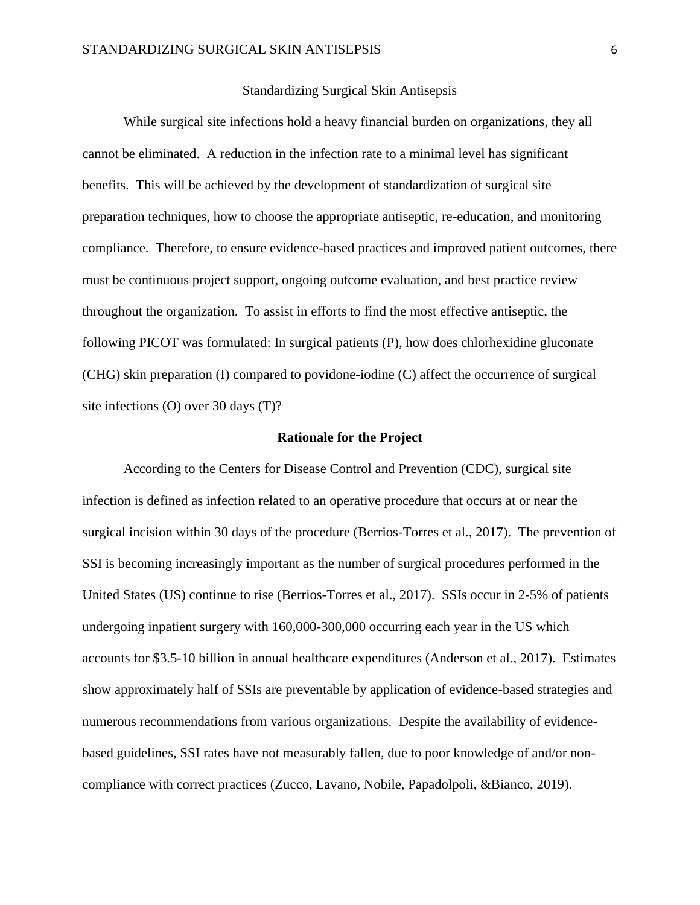Standardizing Surgical Skin Antisepsis

While surgical site infections hold a heavy financial burden on organizations, they all cannot be eliminated. A reduction in the infection rate to a minimal level has significant benefits. This will be achieved by the development of standardization of surgical site preparation techniques, how to choose the appropriate antiseptic, re-education, and monitoring compliance. Therefore, to ensure evidence-based practices and improved patient outcomes, there must be continuous project support, ongoing outcome evaluation, and best practice review throughout the organization. To assist in efforts to find the most effective antiseptic, the following PICOT was formulated: In surgical patients (P), how does chlorhexidine gluconate (CHG) skin preparation (I) compared to povidone-iodine (C) affect the occurrence of surgical site infections (O) over 30 days (T)?

## Rationale for the Project

According to the Centers for Disease Control and Prevention (CDC), surgical site infection is defined as infection related to an operative procedure that occurs at or near the surgical incision within 30 days of the procedure (Berrios-Torres et al., 2017). The prevention of SSI is becoming increasingly important as the number of surgical procedures performed in the United States (US) continue to rise (Berrios-Torres et al., 2017). SSIs occur in 2-5% of patients undergoing inpatient surgery with 160,000-300,000 occurring each year in the US which accounts for $3.5-10 billion in annual healthcare expenditures (Anderson et al., 2017). Estimates show approximately half of SSIs are preventable by application of evidence-based strategies and numerous recommendations from various organizations. Despite the availability of evidence-based guidelines, SSI rates have not measurably fallen, due to poor knowledge of and/or non-compliance with correct practices (Zucco, Lavano, Nobile, Papadolpoli, &Bianco, 2019).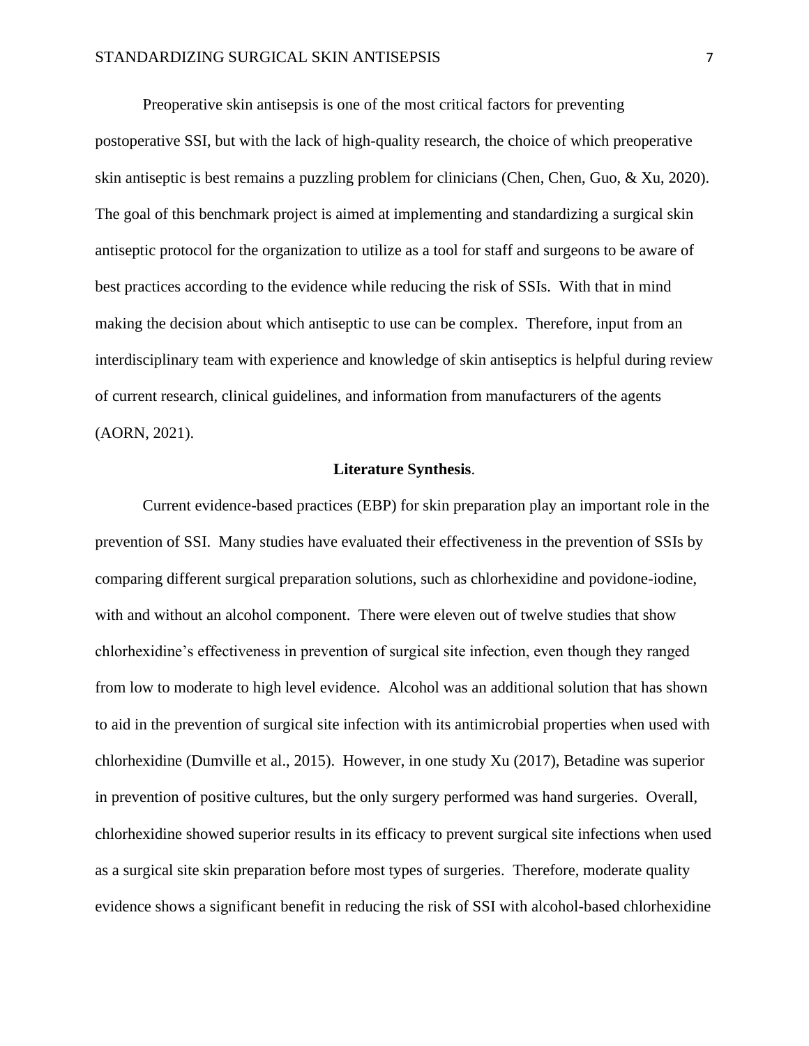Preoperative skin antisepsis is one of the most critical factors for preventing postoperative SSI, but with the lack of high-quality research, the choice of which preoperative skin antiseptic is best remains a puzzling problem for clinicians (Chen, Chen, Guo, & Xu, 2020). The goal of this benchmark project is aimed at implementing and standardizing a surgical skin antiseptic protocol for the organization to utilize as a tool for staff and surgeons to be aware of best practices according to the evidence while reducing the risk of SSIs. With that in mind making the decision about which antiseptic to use can be complex. Therefore, input from an interdisciplinary team with experience and knowledge of skin antiseptics is helpful during review of current research, clinical guidelines, and information from manufacturers of the agents (AORN, 2021).

**Literature Synthesis**.

Current evidence-based practices (EBP) for skin preparation play an important role in the prevention of SSI. Many studies have evaluated their effectiveness in the prevention of SSIs by comparing different surgical preparation solutions, such as chlorhexidine and povidone-iodine, with and without an alcohol component. There were eleven out of twelve studies that show chlorhexidine's effectiveness in prevention of surgical site infection, even though they ranged from low to moderate to high level evidence. Alcohol was an additional solution that has shown to aid in the prevention of surgical site infection with its antimicrobial properties when used with chlorhexidine (Dumville et al., 2015). However, in one study Xu (2017), Betadine was superior in prevention of positive cultures, but the only surgery performed was hand surgeries. Overall, chlorhexidine showed superior results in its efficacy to prevent surgical site infections when used as a surgical site skin preparation before most types of surgeries. Therefore, moderate quality evidence shows a significant benefit in reducing the risk of SSI with alcohol-based chlorhexidine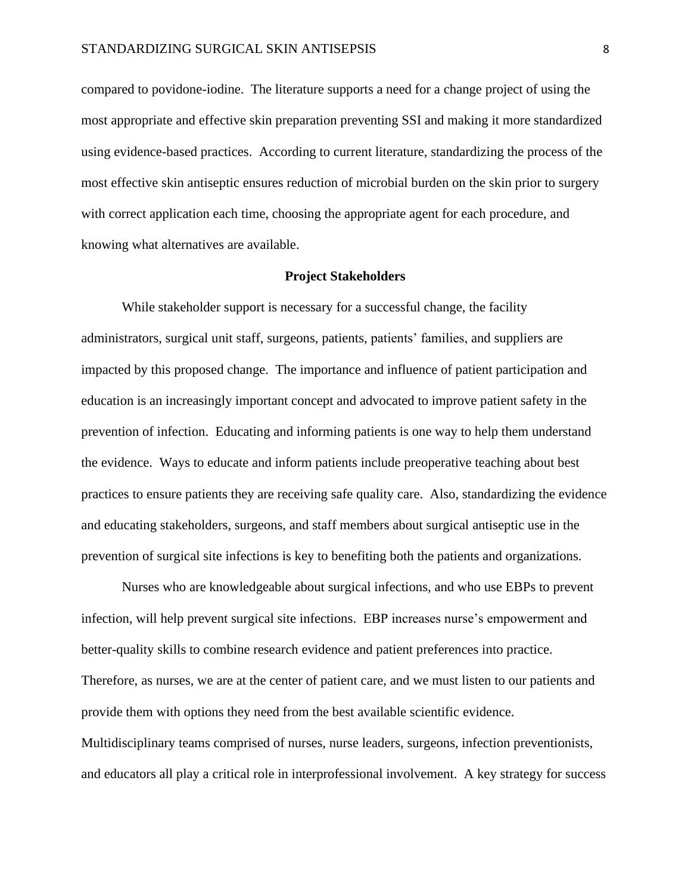compared to povidone-iodine. The literature supports a need for a change project of using the most appropriate and effective skin preparation preventing SSI and making it more standardized using evidence-based practices. According to current literature, standardizing the process of the most effective skin antiseptic ensures reduction of microbial burden on the skin prior to surgery with correct application each time, choosing the appropriate agent for each procedure, and knowing what alternatives are available.

## Project Stakeholders

While stakeholder support is necessary for a successful change, the facility administrators, surgical unit staff, surgeons, patients, patients' families, and suppliers are impacted by this proposed change. The importance and influence of patient participation and education is an increasingly important concept and advocated to improve patient safety in the prevention of infection. Educating and informing patients is one way to help them understand the evidence. Ways to educate and inform patients include preoperative teaching about best practices to ensure patients they are receiving safe quality care. Also, standardizing the evidence and educating stakeholders, surgeons, and staff members about surgical antiseptic use in the prevention of surgical site infections is key to benefiting both the patients and organizations.

Nurses who are knowledgeable about surgical infections, and who use EBPs to prevent infection, will help prevent surgical site infections. EBP increases nurse's empowerment and better-quality skills to combine research evidence and patient preferences into practice. Therefore, as nurses, we are at the center of patient care, and we must listen to our patients and provide them with options they need from the best available scientific evidence. Multidisciplinary teams comprised of nurses, nurse leaders, surgeons, infection preventionists, and educators all play a critical role in interprofessional involvement. A key strategy for success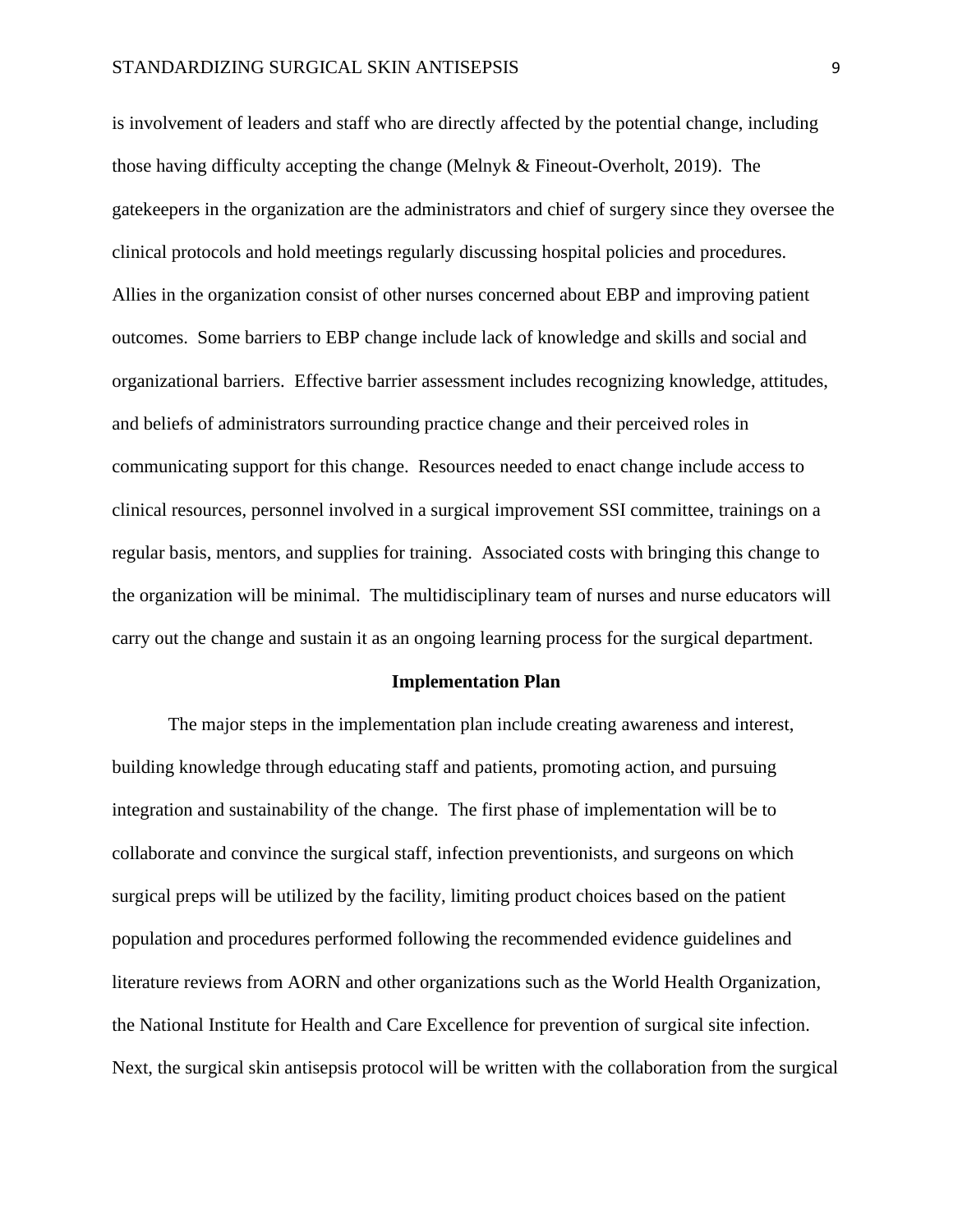is involvement of leaders and staff who are directly affected by the potential change, including those having difficulty accepting the change (Melnyk & Fineout-Overholt, 2019). The gatekeepers in the organization are the administrators and chief of surgery since they oversee the clinical protocols and hold meetings regularly discussing hospital policies and procedures. Allies in the organization consist of other nurses concerned about EBP and improving patient outcomes. Some barriers to EBP change include lack of knowledge and skills and social and organizational barriers. Effective barrier assessment includes recognizing knowledge, attitudes, and beliefs of administrators surrounding practice change and their perceived roles in communicating support for this change. Resources needed to enact change include access to clinical resources, personnel involved in a surgical improvement SSI committee, trainings on a regular basis, mentors, and supplies for training. Associated costs with bringing this change to the organization will be minimal. The multidisciplinary team of nurses and nurse educators will carry out the change and sustain it as an ongoing learning process for the surgical department.

## Implementation Plan

The major steps in the implementation plan include creating awareness and interest, building knowledge through educating staff and patients, promoting action, and pursuing integration and sustainability of the change. The first phase of implementation will be to collaborate and convince the surgical staff, infection preventionists, and surgeons on which surgical preps will be utilized by the facility, limiting product choices based on the patient population and procedures performed following the recommended evidence guidelines and literature reviews from AORN and other organizations such as the World Health Organization, the National Institute for Health and Care Excellence for prevention of surgical site infection. Next, the surgical skin antisepsis protocol will be written with the collaboration from the surgical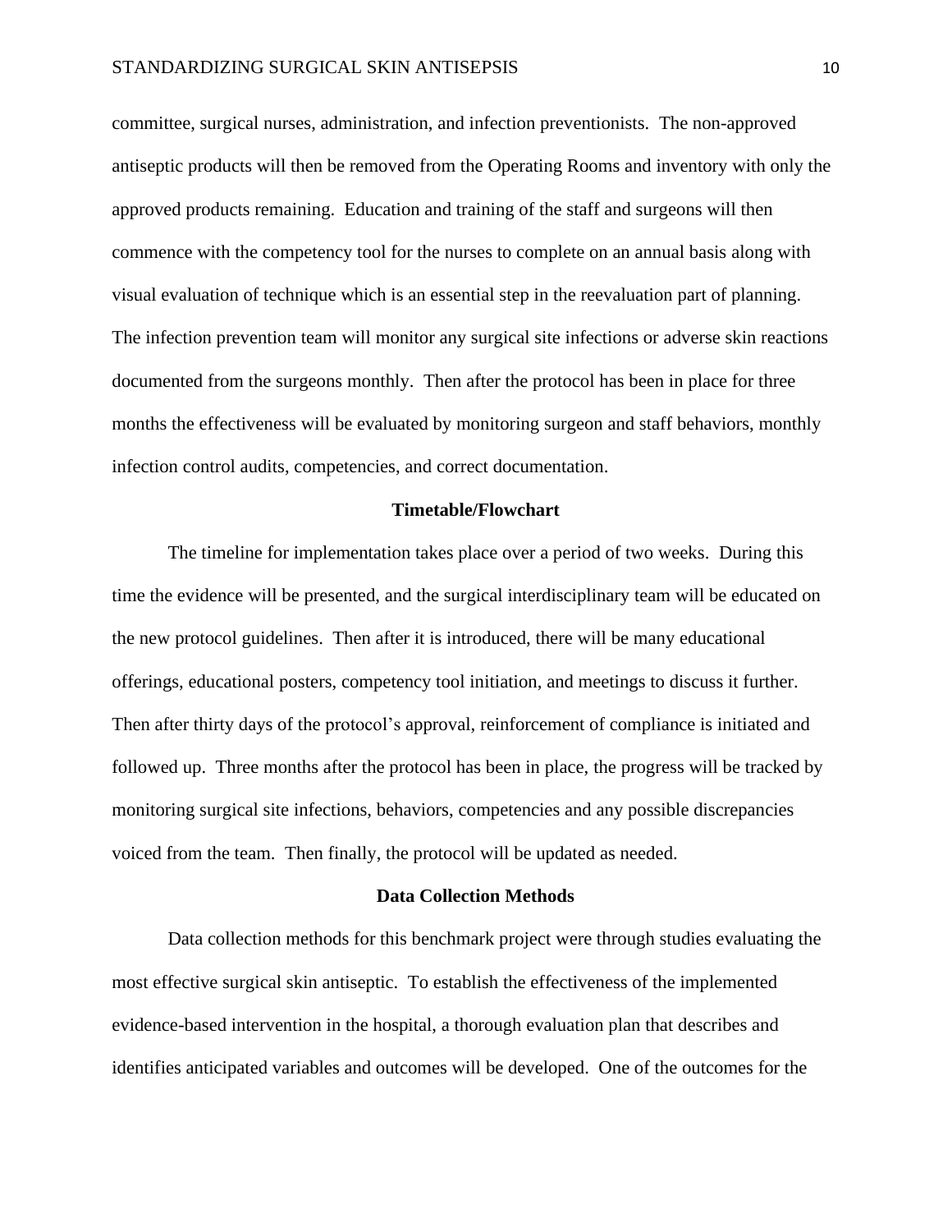committee, surgical nurses, administration, and infection preventionists. The non-approved antiseptic products will then be removed from the Operating Rooms and inventory with only the approved products remaining. Education and training of the staff and surgeons will then commence with the competency tool for the nurses to complete on an annual basis along with visual evaluation of technique which is an essential step in the reevaluation part of planning. The infection prevention team will monitor any surgical site infections or adverse skin reactions documented from the surgeons monthly. Then after the protocol has been in place for three months the effectiveness will be evaluated by monitoring surgeon and staff behaviors, monthly infection control audits, competencies, and correct documentation.

## Timetable/Flowchart

The timeline for implementation takes place over a period of two weeks. During this time the evidence will be presented, and the surgical interdisciplinary team will be educated on the new protocol guidelines. Then after it is introduced, there will be many educational offerings, educational posters, competency tool initiation, and meetings to discuss it further. Then after thirty days of the protocol's approval, reinforcement of compliance is initiated and followed up. Three months after the protocol has been in place, the progress will be tracked by monitoring surgical site infections, behaviors, competencies and any possible discrepancies voiced from the team. Then finally, the protocol will be updated as needed.

## Data Collection Methods

Data collection methods for this benchmark project were through studies evaluating the most effective surgical skin antiseptic. To establish the effectiveness of the implemented evidence-based intervention in the hospital, a thorough evaluation plan that describes and identifies anticipated variables and outcomes will be developed. One of the outcomes for the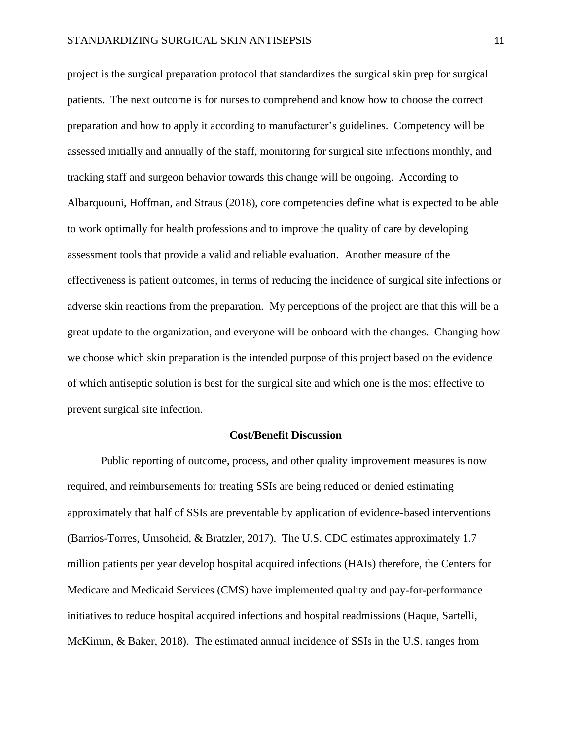project is the surgical preparation protocol that standardizes the surgical skin prep for surgical patients. The next outcome is for nurses to comprehend and know how to choose the correct preparation and how to apply it according to manufacturer's guidelines. Competency will be assessed initially and annually of the staff, monitoring for surgical site infections monthly, and tracking staff and surgeon behavior towards this change will be ongoing. According to Albarquouni, Hoffman, and Straus (2018), core competencies define what is expected to be able to work optimally for health professions and to improve the quality of care by developing assessment tools that provide a valid and reliable evaluation. Another measure of the effectiveness is patient outcomes, in terms of reducing the incidence of surgical site infections or adverse skin reactions from the preparation. My perceptions of the project are that this will be a great update to the organization, and everyone will be onboard with the changes. Changing how we choose which skin preparation is the intended purpose of this project based on the evidence of which antiseptic solution is best for the surgical site and which one is the most effective to prevent surgical site infection.

## Cost/Benefit Discussion

Public reporting of outcome, process, and other quality improvement measures is now required, and reimbursements for treating SSIs are being reduced or denied estimating approximately that half of SSIs are preventable by application of evidence-based interventions (Barrios-Torres, Umsoheid, & Bratzler, 2017). The U.S. CDC estimates approximately 1.7 million patients per year develop hospital acquired infections (HAIs) therefore, the Centers for Medicare and Medicaid Services (CMS) have implemented quality and pay-for-performance initiatives to reduce hospital acquired infections and hospital readmissions (Haque, Sartelli, McKimm, & Baker, 2018). The estimated annual incidence of SSIs in the U.S. ranges from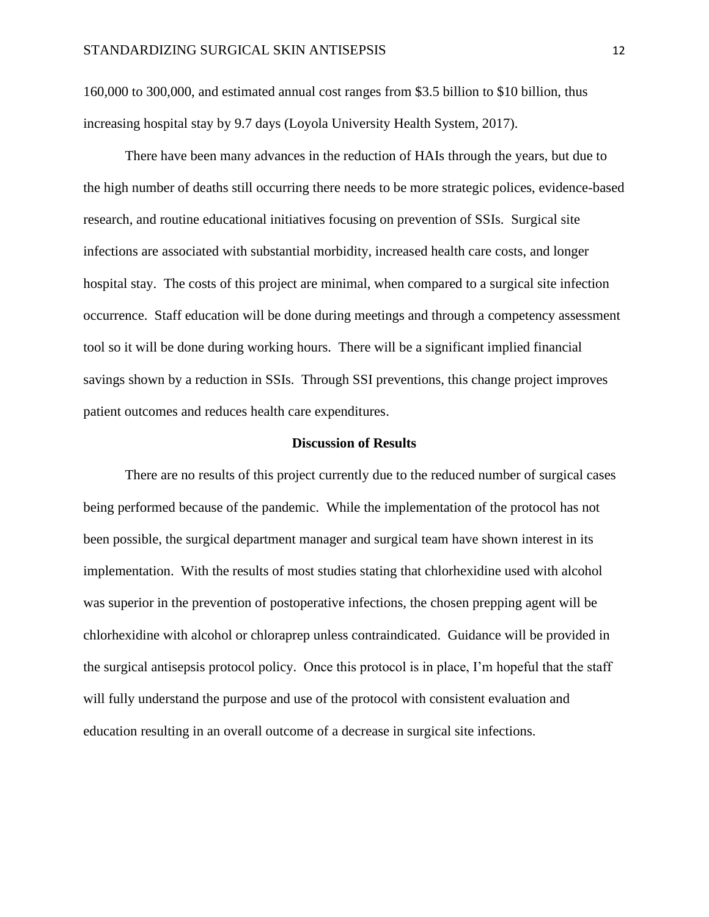160,000 to 300,000, and estimated annual cost ranges from $3.5 billion to $10 billion, thus increasing hospital stay by 9.7 days (Loyola University Health System, 2017).

There have been many advances in the reduction of HAIs through the years, but due to the high number of deaths still occurring there needs to be more strategic polices, evidence-based research, and routine educational initiatives focusing on prevention of SSIs. Surgical site infections are associated with substantial morbidity, increased health care costs, and longer hospital stay. The costs of this project are minimal, when compared to a surgical site infection occurrence. Staff education will be done during meetings and through a competency assessment tool so it will be done during working hours. There will be a significant implied financial savings shown by a reduction in SSIs. Through SSI preventions, this change project improves patient outcomes and reduces health care expenditures.

## Discussion of Results

There are no results of this project currently due to the reduced number of surgical cases being performed because of the pandemic. While the implementation of the protocol has not been possible, the surgical department manager and surgical team have shown interest in its implementation. With the results of most studies stating that chlorhexidine used with alcohol was superior in the prevention of postoperative infections, the chosen prepping agent will be chlorhexidine with alcohol or chloraprep unless contraindicated. Guidance will be provided in the surgical antisepsis protocol policy. Once this protocol is in place, I'm hopeful that the staff will fully understand the purpose and use of the protocol with consistent evaluation and education resulting in an overall outcome of a decrease in surgical site infections.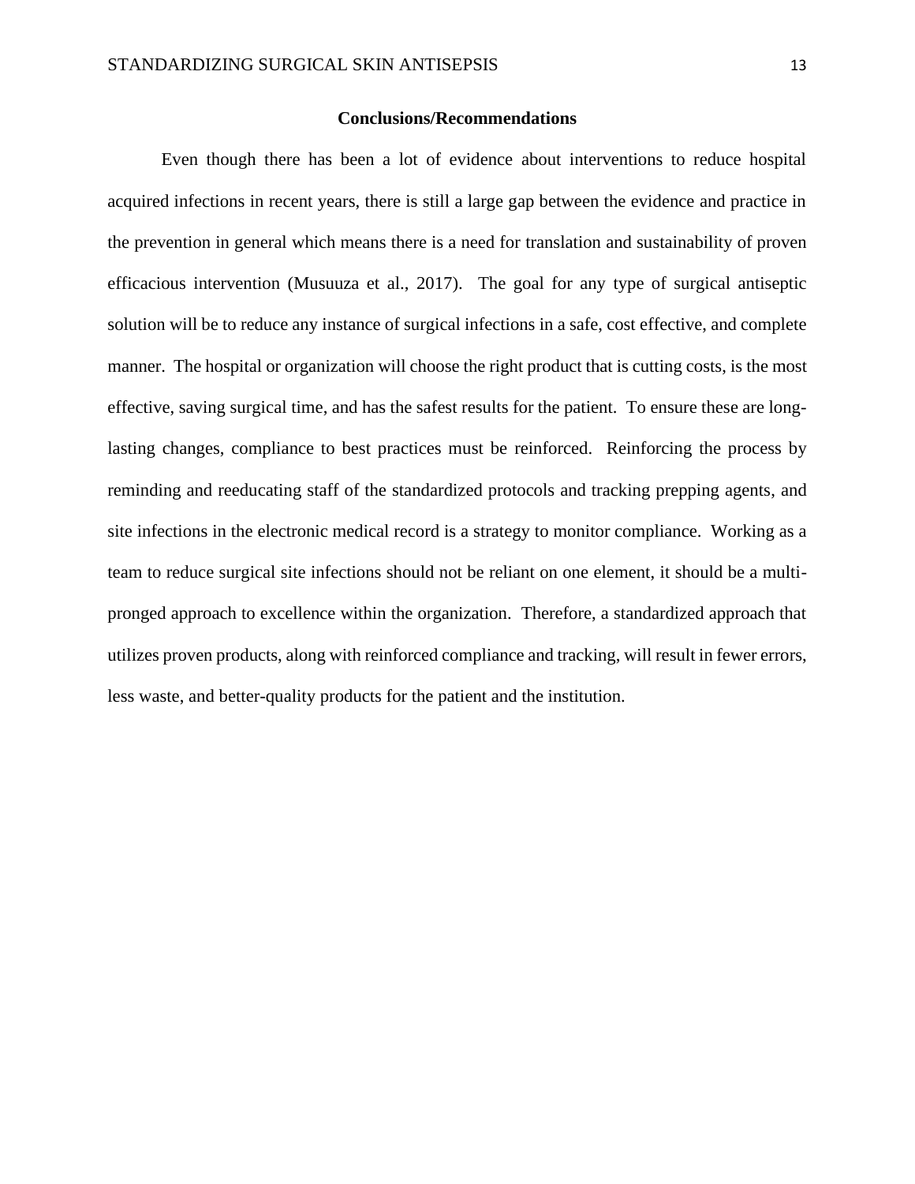## Conclusions/Recommendations

Even though there has been a lot of evidence about interventions to reduce hospital acquired infections in recent years, there is still a large gap between the evidence and practice in the prevention in general which means there is a need for translation and sustainability of proven efficacious intervention (Musuuza et al., 2017). The goal for any type of surgical antiseptic solution will be to reduce any instance of surgical infections in a safe, cost effective, and complete manner. The hospital or organization will choose the right product that is cutting costs, is the most effective, saving surgical time, and has the safest results for the patient. To ensure these are long-lasting changes, compliance to best practices must be reinforced. Reinforcing the process by reminding and reeducating staff of the standardized protocols and tracking prepping agents, and site infections in the electronic medical record is a strategy to monitor compliance. Working as a team to reduce surgical site infections should not be reliant on one element, it should be a multi-pronged approach to excellence within the organization. Therefore, a standardized approach that utilizes proven products, along with reinforced compliance and tracking, will result in fewer errors, less waste, and better-quality products for the patient and the institution.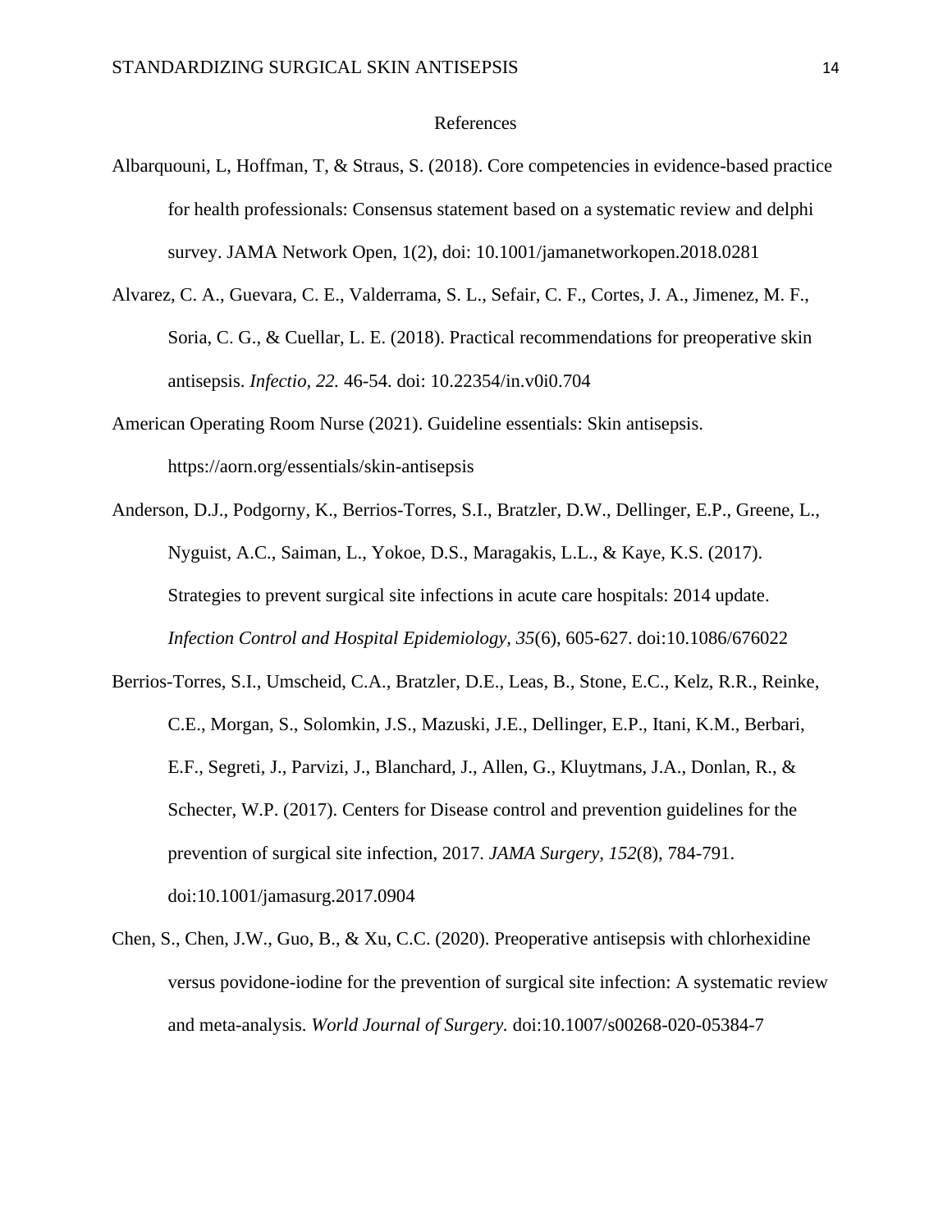# References

Albarquouni, L, Hoffman, T, & Straus, S. (2018). Core competencies in evidence-based practice for health professionals: Consensus statement based on a systematic review and delphi survey. JAMA Network Open, 1(2), doi: 10.1001/jamanetworkopen.2018.0281

Alvarez, C. A., Guevara, C. E., Valderrama, S. L., Sefair, C. F., Cortes, J. A., Jimenez, M. F., Soria, C. G., & Cuellar, L. E. (2018). Practical recommendations for preoperative skin antisepsis. *Infectio, 22.* 46-54. doi: 10.22354/in.v0i0.704

American Operating Room Nurse (2021). Guideline essentials: Skin antisepsis. https://aorn.org/essentials/skin-antisepsis

Anderson, D.J., Podgorny, K., Berrios-Torres, S.I., Bratzler, D.W., Dellinger, E.P., Greene, L., Nyguist, A.C., Saiman, L., Yokoe, D.S., Maragakis, L.L., & Kaye, K.S. (2017). Strategies to prevent surgical site infections in acute care hospitals: 2014 update. *Infection Control and Hospital Epidemiology, 35*(6), 605-627. doi:10.1086/676022

Berrios-Torres, S.I., Umscheid, C.A., Bratzler, D.E., Leas, B., Stone, E.C., Kelz, R.R., Reinke, C.E., Morgan, S., Solomkin, J.S., Mazuski, J.E., Dellinger, E.P., Itani, K.M., Berbari, E.F., Segreti, J., Parvizi, J., Blanchard, J., Allen, G., Kluytmans, J.A., Donlan, R., & Schecter, W.P. (2017). Centers for Disease control and prevention guidelines for the prevention of surgical site infection, 2017. *JAMA Surgery, 152*(8), 784-791. doi:10.1001/jamasurg.2017.0904

Chen, S., Chen, J.W., Guo, B., & Xu, C.C. (2020). Preoperative antisepsis with chlorhexidine versus povidone-iodine for the prevention of surgical site infection: A systematic review and meta-analysis. *World Journal of Surgery.* doi:10.1007/s00268-020-05384-7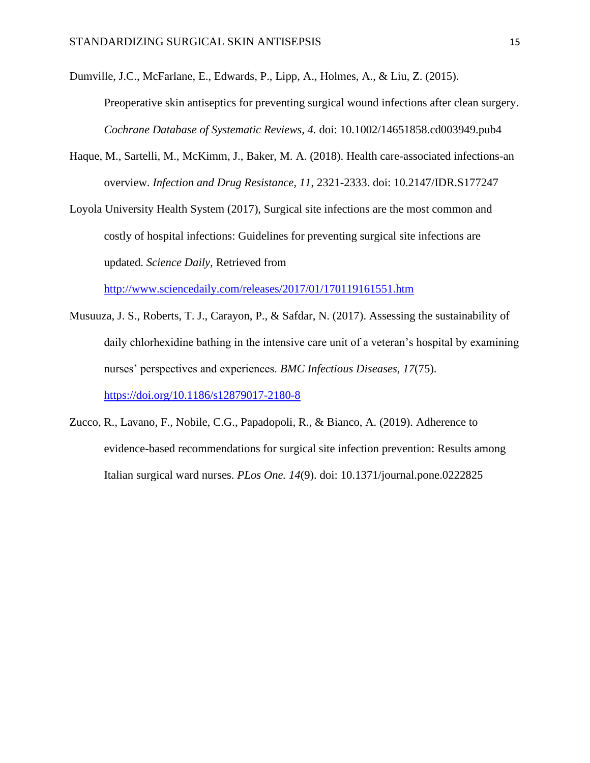Dumville, J.C., McFarlane, E., Edwards, P., Lipp, A., Holmes, A., & Liu, Z. (2015). Preoperative skin antiseptics for preventing surgical wound infections after clean surgery. *Cochrane Database of Systematic Reviews, 4.* doi: 10.1002/14651858.cd003949.pub4

Haque, M., Sartelli, M., McKimm, J., Baker, M. A. (2018). Health care-associated infections-an overview. *Infection and Drug Resistance, 11*, 2321-2333. doi: 10.2147/IDR.S177247

Loyola University Health System (2017), Surgical site infections are the most common and costly of hospital infections: Guidelines for preventing surgical site infections are updated. *Science Daily,* Retrieved from http://www.sciencedaily.com/releases/2017/01/170119161551.htm

Musuuza, J. S., Roberts, T. J., Carayon, P., & Safdar, N. (2017). Assessing the sustainability of daily chlorhexidine bathing in the intensive care unit of a veteran's hospital by examining nurses' perspectives and experiences. *BMC Infectious Diseases, 17*(75). https://doi.org/10.1186/s12879017-2180-8

Zucco, R., Lavano, F., Nobile, C.G., Papadopoli, R., & Bianco, A. (2019). Adherence to evidence-based recommendations for surgical site infection prevention: Results among Italian surgical ward nurses. *PLos One. 14*(9). doi: 10.1371/journal.pone.0222825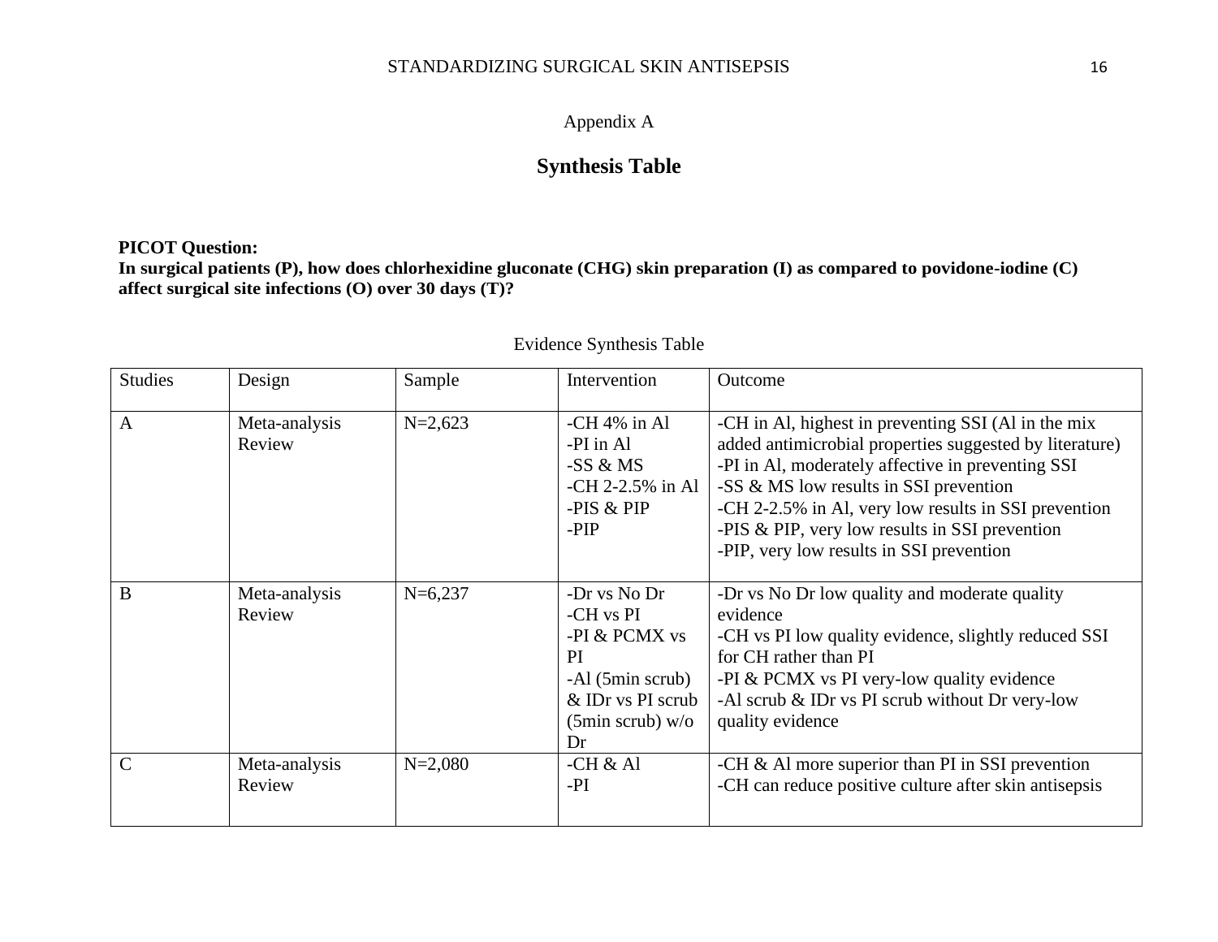Appendix A

## Synthesis Table

**PICOT Question:**
**In surgical patients (P), how does chlorhexidine gluconate (CHG) skin preparation (I) as compared to povidone-iodine (C) affect surgical site infections (O) over 30 days (T)?**

Evidence Synthesis Table

| Studies | Design | Sample | Intervention | Outcome |
|---|---|---|---|---|
| A | Meta-analysis Review | N=2,623 | -CH 4% in Al<br>-PI in Al<br>-SS & MS<br>-CH 2-2.5% in Al<br>-PIS & PIP<br>-PIP | -CH in Al, highest in preventing SSI (Al in the mix added antimicrobial properties suggested by literature)<br>-PI in Al, moderately affective in preventing SSI<br>-SS & MS low results in SSI prevention<br>-CH 2-2.5% in Al, very low results in SSI prevention<br>-PIS & PIP, very low results in SSI prevention<br>-PIP, very low results in SSI prevention |
| B | Meta-analysis Review | N=6,237 | -Dr vs No Dr<br>-CH vs PI<br>-PI & PCMX vs PI<br>-Al (5min scrub) & IDr vs PI scrub (5min scrub) w/o Dr | -Dr vs No Dr low quality and moderate quality evidence<br>-CH vs PI low quality evidence, slightly reduced SSI for CH rather than PI<br>-PI & PCMX vs PI very-low quality evidence<br>-Al scrub & IDr vs PI scrub without Dr very-low quality evidence |
| C | Meta-analysis Review | N=2,080 | -CH & Al<br>-PI | -CH & Al more superior than PI in SSI prevention<br>-CH can reduce positive culture after skin antisepsis |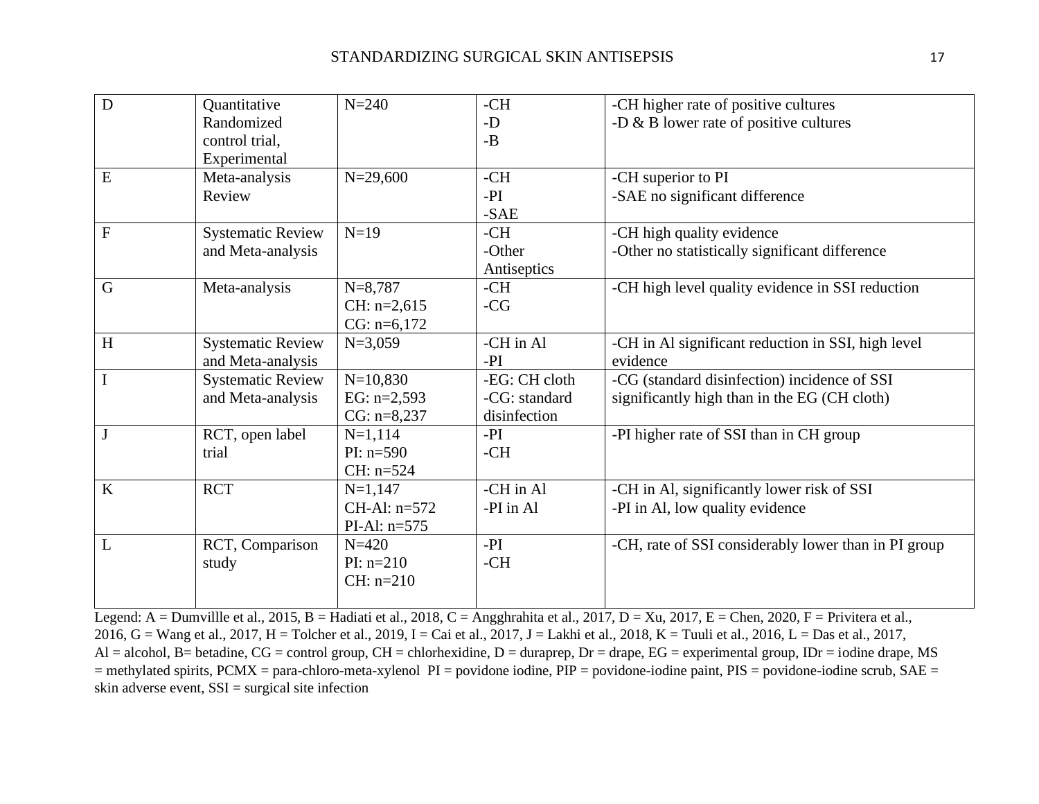| D | Quantitative Randomized control trial, Experimental | N=240 | -CH<br>-D<br>-B | -CH higher rate of positive cultures<br>-D & B lower rate of positive cultures |
|---|---|---|---|---|
| E | Meta-analysis Review | N=29,600 | -CH<br>-PI<br>-SAE | -CH superior to PI<br>-SAE no significant difference |
| F | Systematic Review and Meta-analysis | N=19 | -CH<br>-Other Antiseptics | -CH high quality evidence<br>-Other no statistically significant difference |
| G | Meta-analysis | N=8,787<br>CH: n=2,615<br>CG: n=6,172 | -CH<br>-CG | -CH high level quality evidence in SSI reduction |
| H | Systematic Review and Meta-analysis | N=3,059 | -CH in Al<br>-PI | -CH in Al significant reduction in SSI, high level evidence |
| I | Systematic Review and Meta-analysis | N=10,830<br>EG: n=2,593<br>CG: n=8,237 | -EG: CH cloth<br>-CG: standard disinfection | -CG (standard disinfection) incidence of SSI significantly high than in the EG (CH cloth) |
| J | RCT, open label trial | N=1,114<br>PI: n=590<br>CH: n=524 | -PI<br>-CH | -PI higher rate of SSI than in CH group |
| K | RCT | N=1,147<br>CH-Al: n=572<br>PI-Al: n=575 | -CH in Al<br>-PI in Al | -CH in Al, significantly lower risk of SSI<br>-PI in Al, low quality evidence |
| L | RCT, Comparison study | N=420<br>PI: n=210<br>CH: n=210 | -PI<br>-CH | -CH, rate of SSI considerably lower than in PI group |

Legend: A = Dumvillle et al., 2015, B = Hadiati et al., 2018, C = Angghrahita et al., 2017, D = Xu, 2017, E = Chen, 2020, F = Privitera et al., 2016, G = Wang et al., 2017, H = Tolcher et al., 2019, I = Cai et al., 2017, J = Lakhi et al., 2018, K = Tuuli et al., 2016, L = Das et al., 2017, Al = alcohol, B= betadine, CG = control group, CH = chlorhexidine, D = duraprep, Dr = drape, EG = experimental group, IDr = iodine drape, MS = methylated spirits, PCMX = para-chloro-meta-xylenol PI = povidone iodine, PIP = povidone-iodine paint, PIS = povidone-iodine scrub, SAE = skin adverse event, SSI = surgical site infection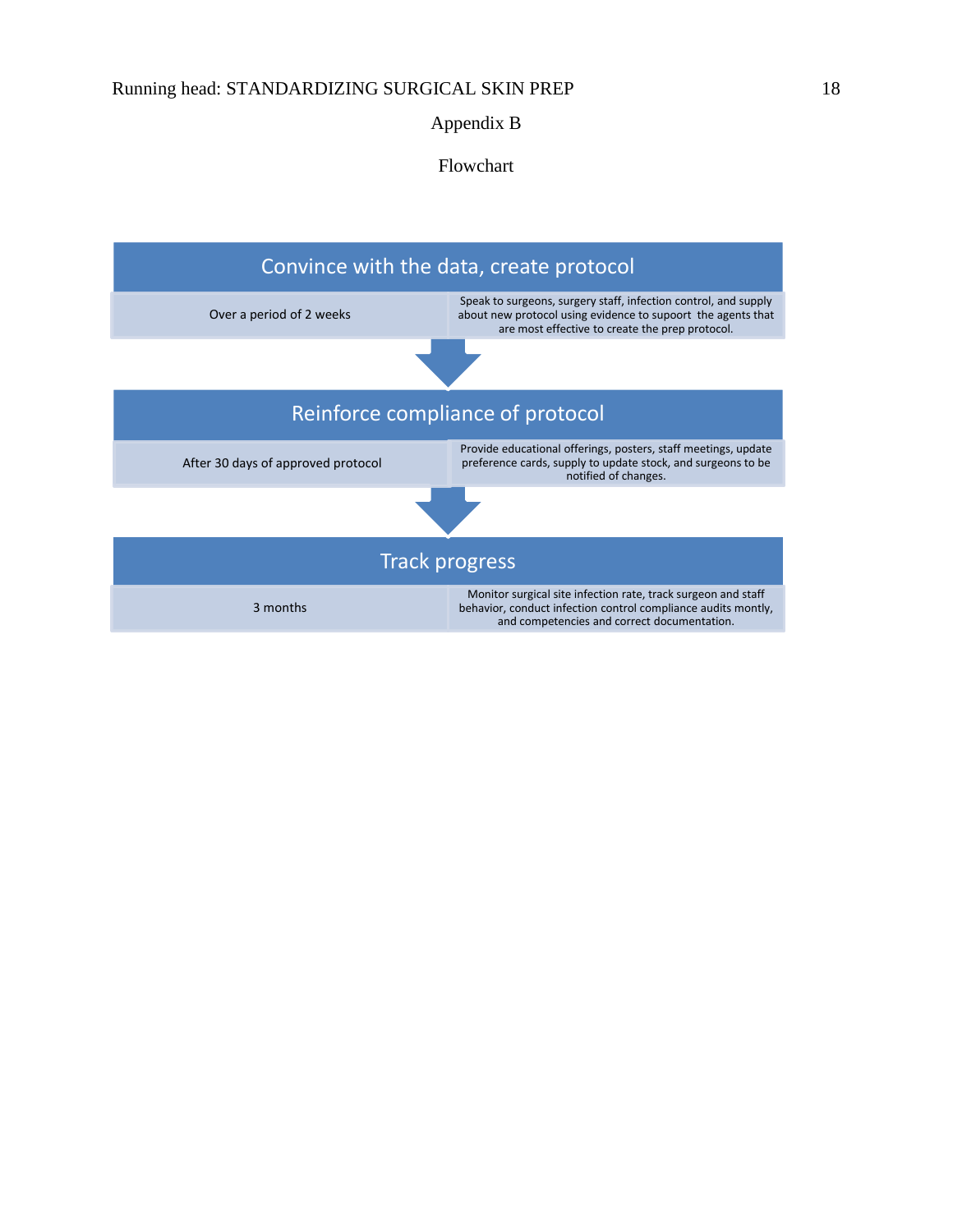# Appendix B

## Flowchart

### Convince with the data, create protocol

| | |
|---|---|
| Over a period of 2 weeks | Speak to surgeons, surgery staff, infection control, and supply about new protocol using evidence to supoort the agents that are most effective to create the prep protocol. |

↓

### Reinforce compliance of protocol

| | |
|---|---|
| After 30 days of approved protocol | Provide educational offerings, posters, staff meetings, update preference cards, supply to update stock, and surgeons to be notified of changes. |

↓

### Track progress

| | |
|---|---|
| 3 months | Monitor surgical site infection rate, track surgeon and staff behavior, conduct infection control compliance audits montly, and competencies and correct documentation. |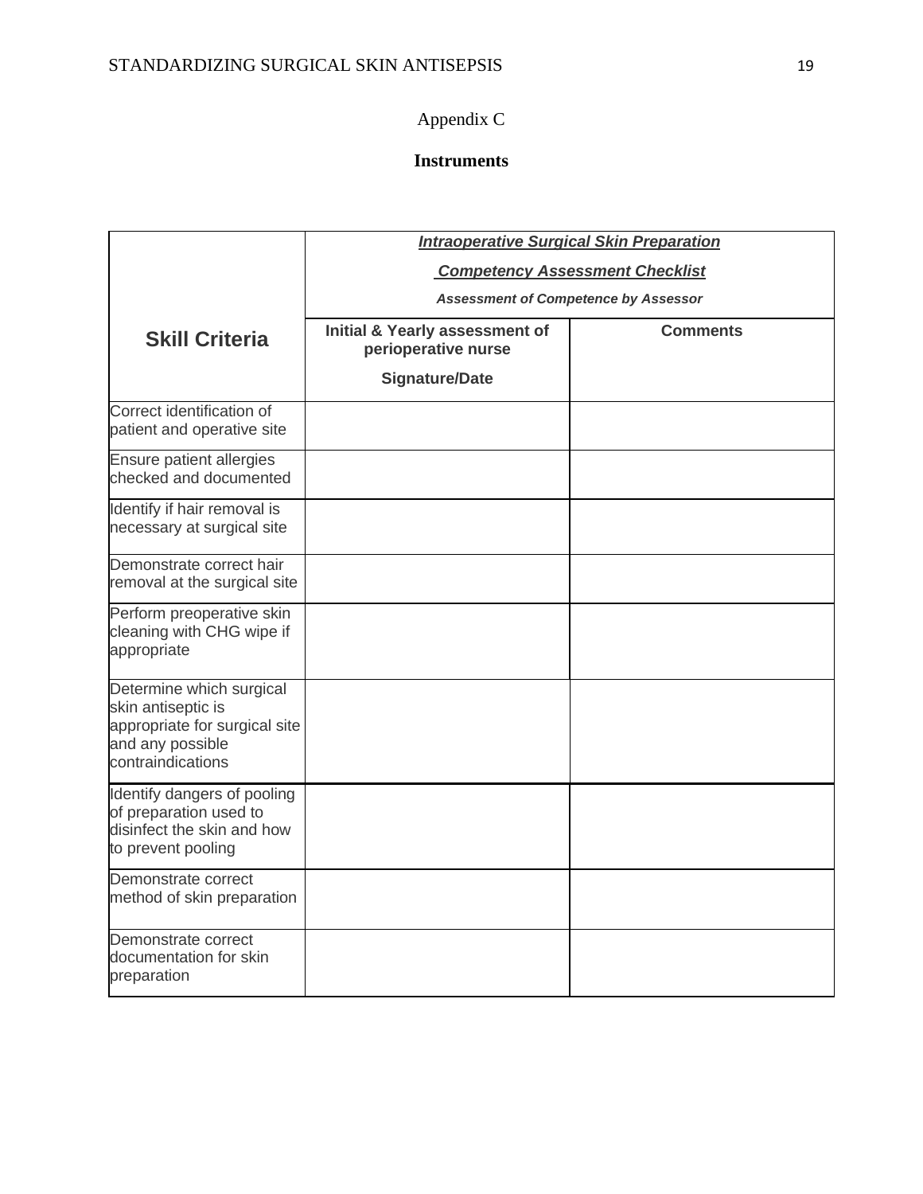Appendix C

**Instruments**

| **Skill Criteria** | ***Intraoperative Surgical Skin Preparation Competency Assessment Checklist*** ***Assessment of Competence by Assessor*** | |
|---|---|---|
| | **Initial & Yearly assessment of perioperative nurse** **Signature/Date** | **Comments** |
| Correct identification of patient and operative site | | |
| Ensure patient allergies checked and documented | | |
| Identify if hair removal is necessary at surgical site | | |
| Demonstrate correct hair removal at the surgical site | | |
| Perform preoperative skin cleaning with CHG wipe if appropriate | | |
| Determine which surgical skin antiseptic is appropriate for surgical site and any possible contraindications | | |
| Identify dangers of pooling of preparation used to disinfect the skin and how to prevent pooling | | |
| Demonstrate correct method of skin preparation | | |
| Demonstrate correct documentation for skin preparation | | |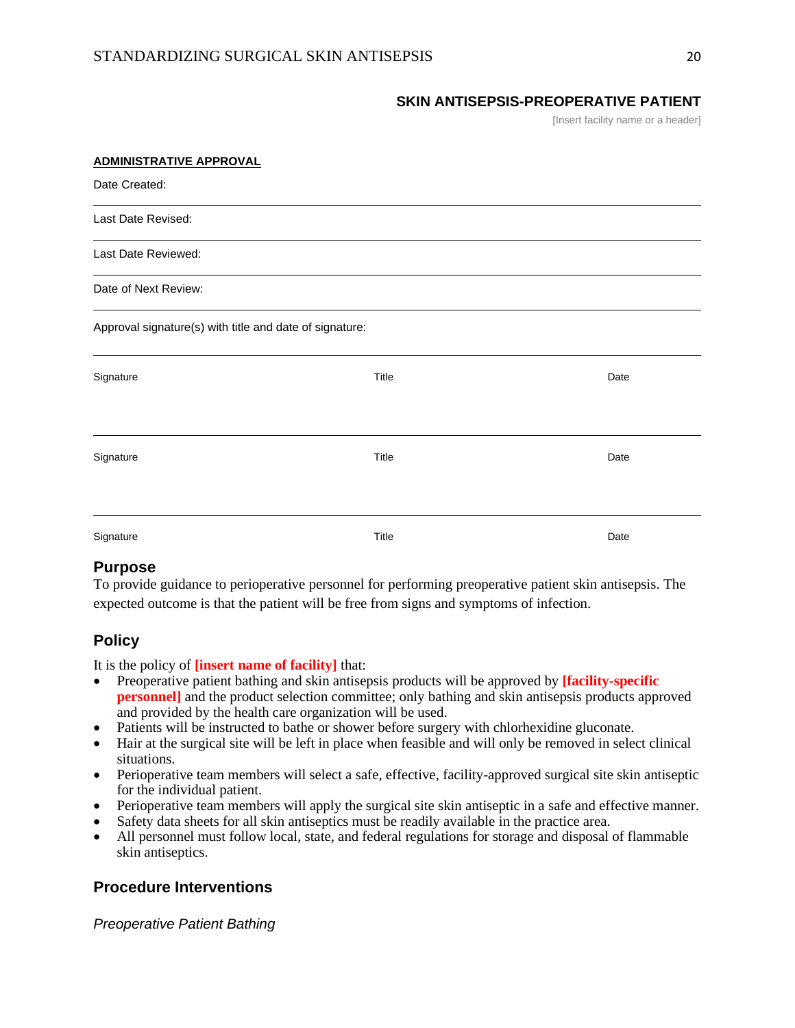## SKIN ANTISEPSIS-PREOPERATIVE PATIENT

[Insert facility name or a header]

**ADMINISTRATIVE APPROVAL**

Date Created:

Last Date Revised:

Last Date Reviewed:

Date of Next Review:

Approval signature(s) with title and date of signature:

| Signature | Title | Date |
|---|---|---|
| Signature | Title | Date |
| Signature | Title | Date |

### Purpose

To provide guidance to perioperative personnel for performing preoperative patient skin antisepsis. The expected outcome is that the patient will be free from signs and symptoms of infection.

### Policy

It is the policy of **[insert name of facility]** that:

- Preoperative patient bathing and skin antisepsis products will be approved by **[facility-specific personnel]** and the product selection committee; only bathing and skin antisepsis products approved and provided by the health care organization will be used.
- Patients will be instructed to bathe or shower before surgery with chlorhexidine gluconate.
- Hair at the surgical site will be left in place when feasible and will only be removed in select clinical situations.
- Perioperative team members will select a safe, effective, facility-approved surgical site skin antiseptic for the individual patient.
- Perioperative team members will apply the surgical site skin antiseptic in a safe and effective manner.
- Safety data sheets for all skin antiseptics must be readily available in the practice area.
- All personnel must follow local, state, and federal regulations for storage and disposal of flammable skin antiseptics.

### Procedure Interventions

*Preoperative Patient Bathing*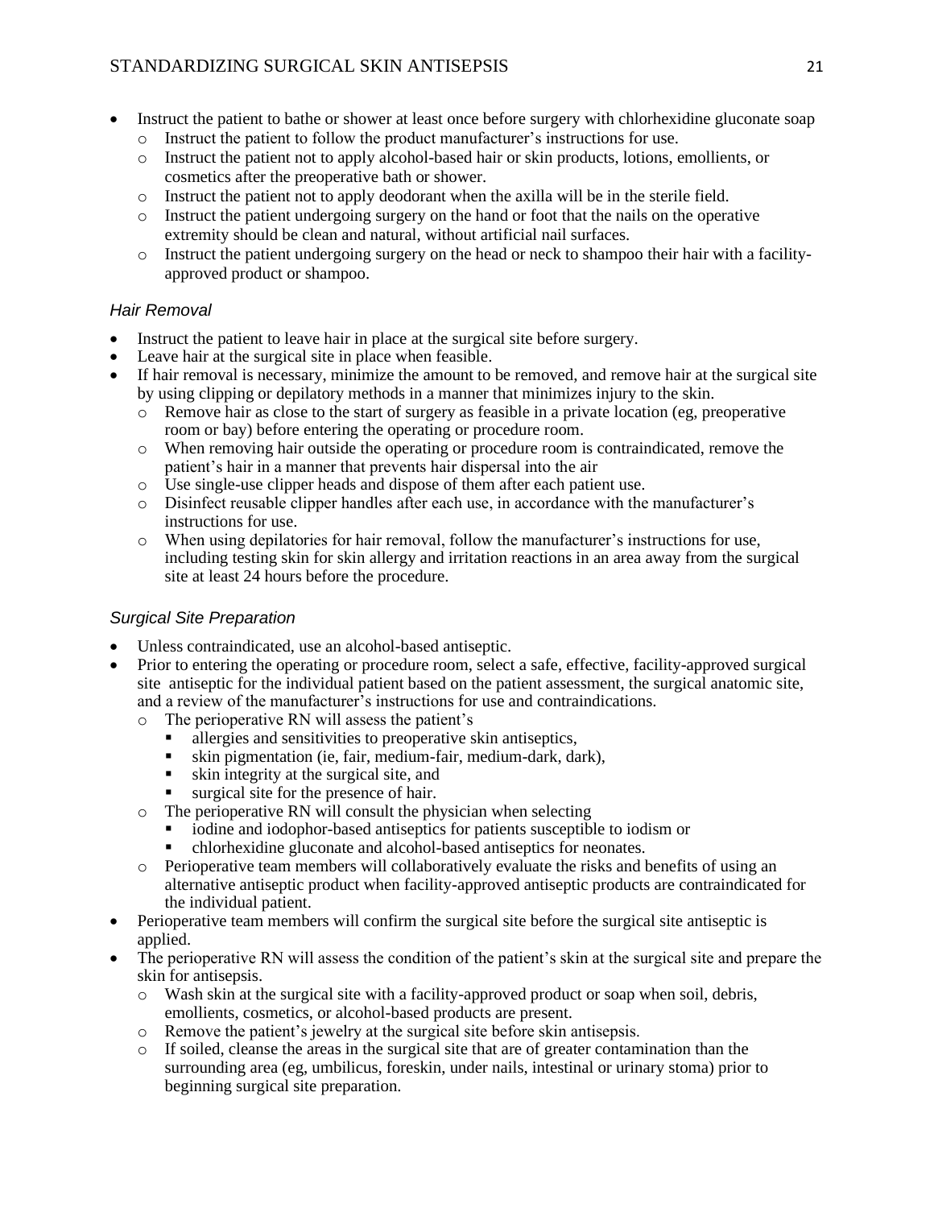- Instruct the patient to bathe or shower at least once before surgery with chlorhexidine gluconate soap
  - Instruct the patient to follow the product manufacturer's instructions for use.
  - Instruct the patient not to apply alcohol-based hair or skin products, lotions, emollients, or cosmetics after the preoperative bath or shower.
  - Instruct the patient not to apply deodorant when the axilla will be in the sterile field.
  - Instruct the patient undergoing surgery on the hand or foot that the nails on the operative extremity should be clean and natural, without artificial nail surfaces.
  - Instruct the patient undergoing surgery on the head or neck to shampoo their hair with a facility-approved product or shampoo.

### *Hair Removal*

- Instruct the patient to leave hair in place at the surgical site before surgery.
- Leave hair at the surgical site in place when feasible.
- If hair removal is necessary, minimize the amount to be removed, and remove hair at the surgical site by using clipping or depilatory methods in a manner that minimizes injury to the skin.
  - Remove hair as close to the start of surgery as feasible in a private location (eg, preoperative room or bay) before entering the operating or procedure room.
  - When removing hair outside the operating or procedure room is contraindicated, remove the patient's hair in a manner that prevents hair dispersal into the air
  - Use single-use clipper heads and dispose of them after each patient use.
  - Disinfect reusable clipper handles after each use, in accordance with the manufacturer's instructions for use.
  - When using depilatories for hair removal, follow the manufacturer's instructions for use, including testing skin for skin allergy and irritation reactions in an area away from the surgical site at least 24 hours before the procedure.

### *Surgical Site Preparation*

- Unless contraindicated, use an alcohol-based antiseptic.
- Prior to entering the operating or procedure room, select a safe, effective, facility-approved surgical site antiseptic for the individual patient based on the patient assessment, the surgical anatomic site, and a review of the manufacturer's instructions for use and contraindications.
  - The perioperative RN will assess the patient's
    - allergies and sensitivities to preoperative skin antiseptics,
    - skin pigmentation (ie, fair, medium-fair, medium-dark, dark),
    - skin integrity at the surgical site, and
    - surgical site for the presence of hair.
  - The perioperative RN will consult the physician when selecting
    - iodine and iodophor-based antiseptics for patients susceptible to iodism or
    - chlorhexidine gluconate and alcohol-based antiseptics for neonates.
  - Perioperative team members will collaboratively evaluate the risks and benefits of using an alternative antiseptic product when facility-approved antiseptic products are contraindicated for the individual patient.
- Perioperative team members will confirm the surgical site before the surgical site antiseptic is applied.
- The perioperative RN will assess the condition of the patient's skin at the surgical site and prepare the skin for antisepsis.
  - Wash skin at the surgical site with a facility-approved product or soap when soil, debris, emollients, cosmetics, or alcohol-based products are present.
  - Remove the patient's jewelry at the surgical site before skin antisepsis.
  - If soiled, cleanse the areas in the surgical site that are of greater contamination than the surrounding area (eg, umbilicus, foreskin, under nails, intestinal or urinary stoma) prior to beginning surgical site preparation.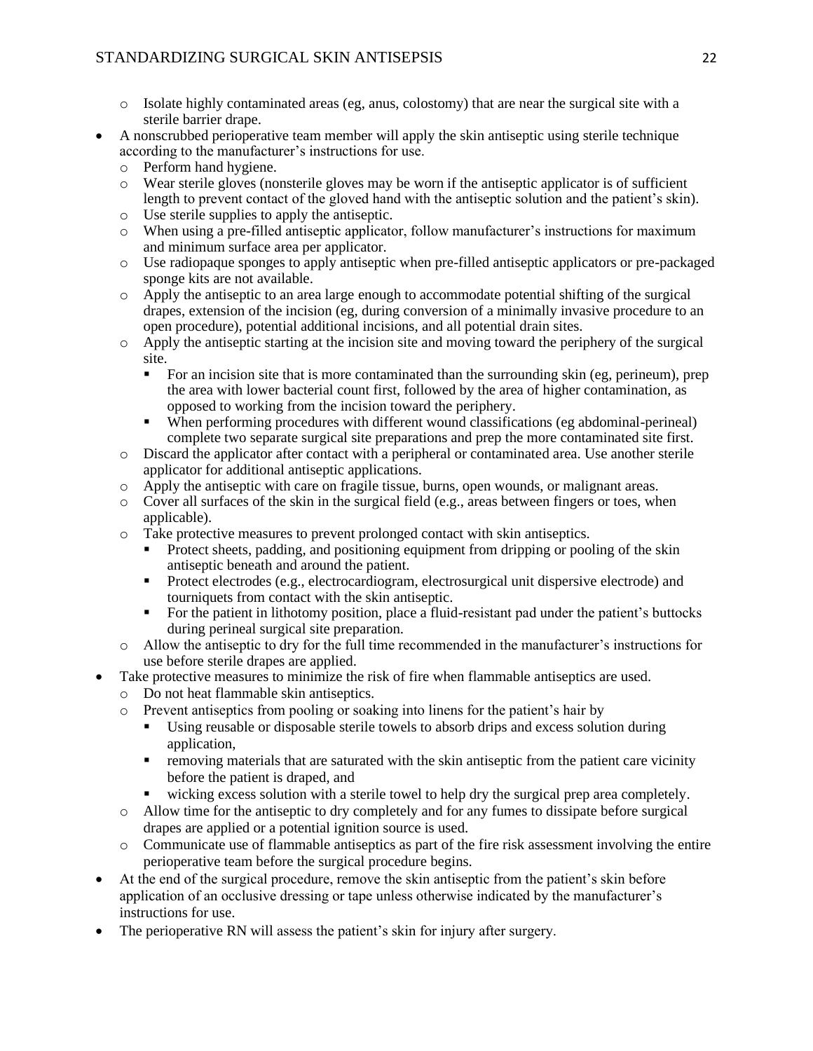- Isolate highly contaminated areas (eg, anus, colostomy) that are near the surgical site with a sterile barrier drape.
- A nonscrubbed perioperative team member will apply the skin antiseptic using sterile technique according to the manufacturer's instructions for use.
  - Perform hand hygiene.
  - Wear sterile gloves (nonsterile gloves may be worn if the antiseptic applicator is of sufficient length to prevent contact of the gloved hand with the antiseptic solution and the patient's skin).
  - Use sterile supplies to apply the antiseptic.
  - When using a pre-filled antiseptic applicator, follow manufacturer's instructions for maximum and minimum surface area per applicator.
  - Use radiopaque sponges to apply antiseptic when pre-filled antiseptic applicators or pre-packaged sponge kits are not available.
  - Apply the antiseptic to an area large enough to accommodate potential shifting of the surgical drapes, extension of the incision (eg, during conversion of a minimally invasive procedure to an open procedure), potential additional incisions, and all potential drain sites.
  - Apply the antiseptic starting at the incision site and moving toward the periphery of the surgical site.
    - For an incision site that is more contaminated than the surrounding skin (eg, perineum), prep the area with lower bacterial count first, followed by the area of higher contamination, as opposed to working from the incision toward the periphery.
    - When performing procedures with different wound classifications (eg abdominal-perineal) complete two separate surgical site preparations and prep the more contaminated site first.
  - Discard the applicator after contact with a peripheral or contaminated area. Use another sterile applicator for additional antiseptic applications.
  - Apply the antiseptic with care on fragile tissue, burns, open wounds, or malignant areas.
  - Cover all surfaces of the skin in the surgical field (e.g., areas between fingers or toes, when applicable).
  - Take protective measures to prevent prolonged contact with skin antiseptics.
    - Protect sheets, padding, and positioning equipment from dripping or pooling of the skin antiseptic beneath and around the patient.
    - Protect electrodes (e.g., electrocardiogram, electrosurgical unit dispersive electrode) and tourniquets from contact with the skin antiseptic.
    - For the patient in lithotomy position, place a fluid-resistant pad under the patient's buttocks during perineal surgical site preparation.
  - Allow the antiseptic to dry for the full time recommended in the manufacturer's instructions for use before sterile drapes are applied.
- Take protective measures to minimize the risk of fire when flammable antiseptics are used.
  - Do not heat flammable skin antiseptics.
  - Prevent antiseptics from pooling or soaking into linens for the patient's hair by
    - Using reusable or disposable sterile towels to absorb drips and excess solution during application,
    - removing materials that are saturated with the skin antiseptic from the patient care vicinity before the patient is draped, and
    - wicking excess solution with a sterile towel to help dry the surgical prep area completely.
  - Allow time for the antiseptic to dry completely and for any fumes to dissipate before surgical drapes are applied or a potential ignition source is used.
  - Communicate use of flammable antiseptics as part of the fire risk assessment involving the entire perioperative team before the surgical procedure begins.
- At the end of the surgical procedure, remove the skin antiseptic from the patient's skin before application of an occlusive dressing or tape unless otherwise indicated by the manufacturer's instructions for use.
- The perioperative RN will assess the patient's skin for injury after surgery.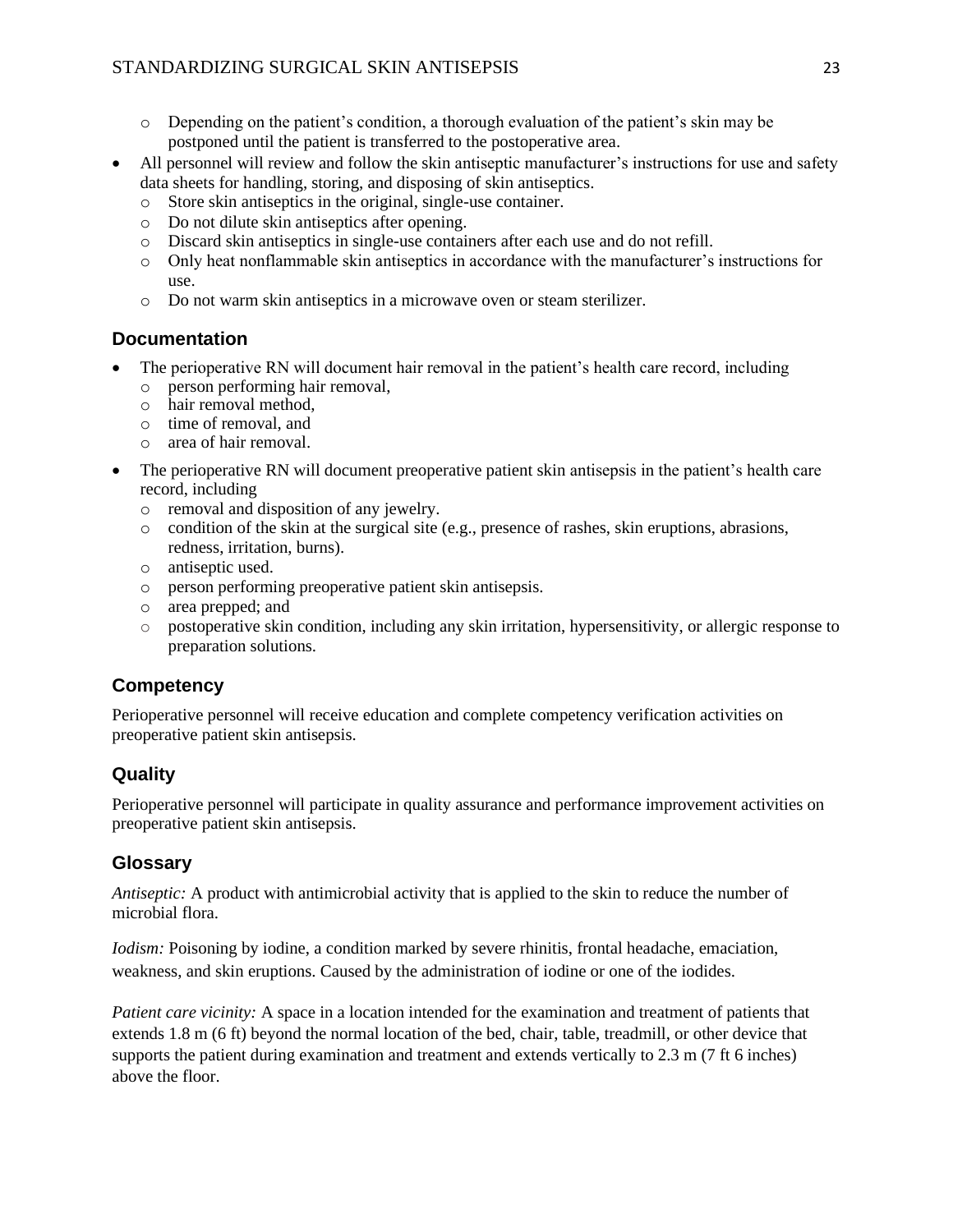- Depending on the patient's condition, a thorough evaluation of the patient's skin may be postponed until the patient is transferred to the postoperative area.
- All personnel will review and follow the skin antiseptic manufacturer's instructions for use and safety data sheets for handling, storing, and disposing of skin antiseptics.
  - Store skin antiseptics in the original, single-use container.
  - Do not dilute skin antiseptics after opening.
  - Discard skin antiseptics in single-use containers after each use and do not refill.
  - Only heat nonflammable skin antiseptics in accordance with the manufacturer's instructions for use.
  - Do not warm skin antiseptics in a microwave oven or steam sterilizer.

## Documentation

- The perioperative RN will document hair removal in the patient's health care record, including
  - person performing hair removal,
  - hair removal method,
  - time of removal, and
  - area of hair removal.
- The perioperative RN will document preoperative patient skin antisepsis in the patient's health care record, including
  - removal and disposition of any jewelry.
  - condition of the skin at the surgical site (e.g., presence of rashes, skin eruptions, abrasions, redness, irritation, burns).
  - antiseptic used.
  - person performing preoperative patient skin antisepsis.
  - area prepped; and
  - postoperative skin condition, including any skin irritation, hypersensitivity, or allergic response to preparation solutions.

## Competency

Perioperative personnel will receive education and complete competency verification activities on preoperative patient skin antisepsis.

## Quality

Perioperative personnel will participate in quality assurance and performance improvement activities on preoperative patient skin antisepsis.

## Glossary

*Antiseptic:* A product with antimicrobial activity that is applied to the skin to reduce the number of microbial flora.

*Iodism:* Poisoning by iodine, a condition marked by severe rhinitis, frontal headache, emaciation, weakness, and skin eruptions. Caused by the administration of iodine or one of the iodides.

*Patient care vicinity:* A space in a location intended for the examination and treatment of patients that extends 1.8 m (6 ft) beyond the normal location of the bed, chair, table, treadmill, or other device that supports the patient during examination and treatment and extends vertically to 2.3 m (7 ft 6 inches) above the floor.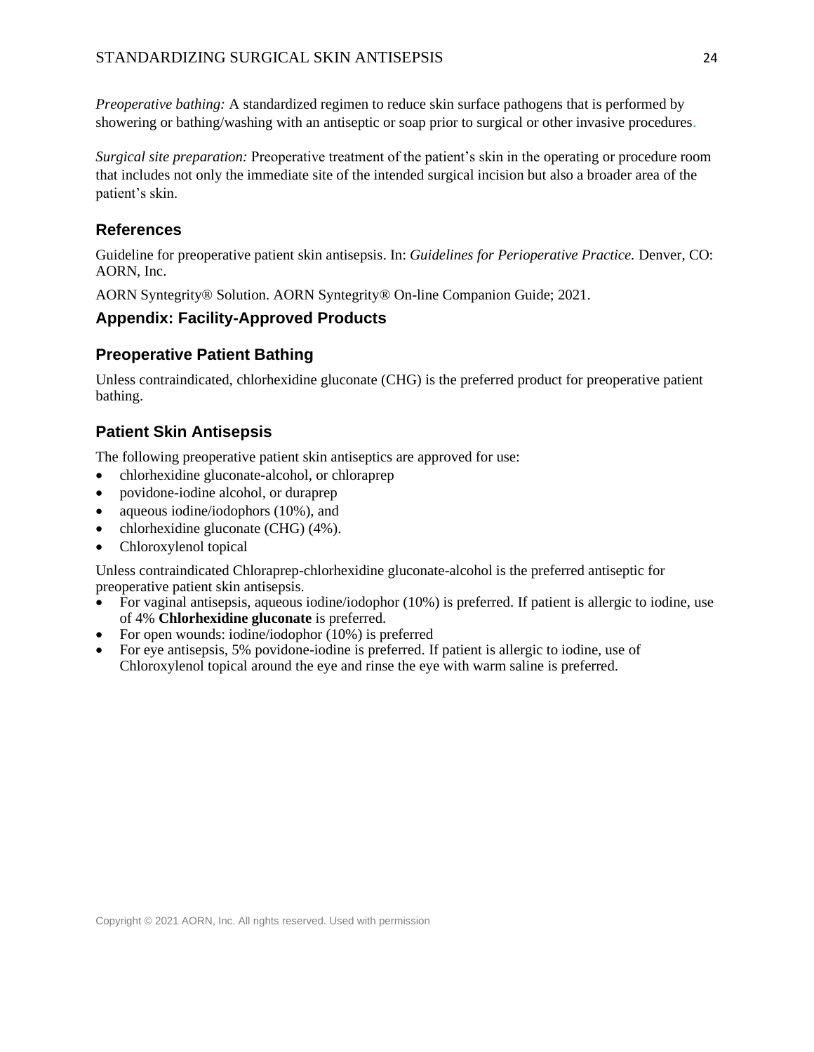*Preoperative bathing:* A standardized regimen to reduce skin surface pathogens that is performed by showering or bathing/washing with an antiseptic or soap prior to surgical or other invasive procedures.

*Surgical site preparation:* Preoperative treatment of the patient's skin in the operating or procedure room that includes not only the immediate site of the intended surgical incision but also a broader area of the patient's skin.

## References

Guideline for preoperative patient skin antisepsis. In: *Guidelines for Perioperative Practice.* Denver, CO: AORN, Inc.

AORN Syntegrity® Solution. AORN Syntegrity® On-line Companion Guide; 2021.

## Appendix: Facility-Approved Products

### Preoperative Patient Bathing

Unless contraindicated, chlorhexidine gluconate (CHG) is the preferred product for preoperative patient bathing.

### Patient Skin Antisepsis

The following preoperative patient skin antiseptics are approved for use:

- chlorhexidine gluconate-alcohol, or chloraprep
- povidone-iodine alcohol, or duraprep
- aqueous iodine/iodophors (10%), and
- chlorhexidine gluconate (CHG) (4%).
- Chloroxylenol topical

Unless contraindicated Chloraprep-chlorhexidine gluconate-alcohol is the preferred antiseptic for preoperative patient skin antisepsis.

- For vaginal antisepsis, aqueous iodine/iodophor (10%) is preferred. If patient is allergic to iodine, use of 4% **Chlorhexidine gluconate** is preferred.
- For open wounds: iodine/iodophor (10%) is preferred
- For eye antisepsis, 5% povidone-iodine is preferred. If patient is allergic to iodine, use of Chloroxylenol topical around the eye and rinse the eye with warm saline is preferred.

Copyright © 2021 AORN, Inc. All rights reserved. Used with permission